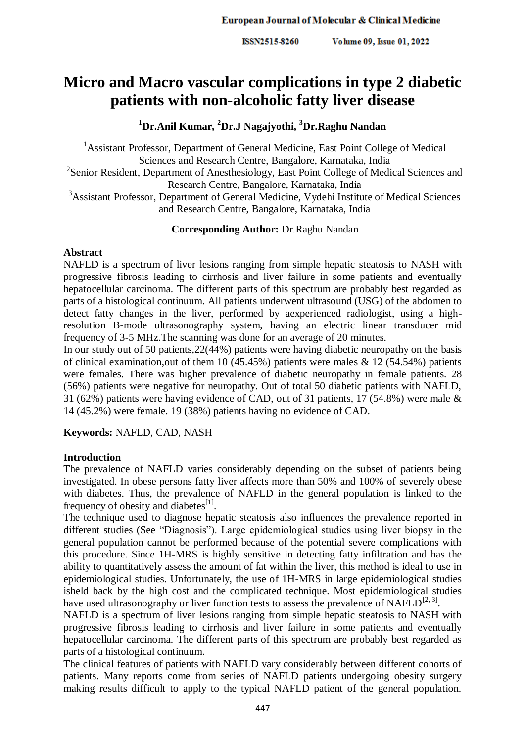# Micro and Macro vascular complications in type 2 diabetic patients with non-alcoholic fatty liver disease

**[1]Dr.Anil Kumar, [2]Dr.J Nagajyothi, [3]Dr.Raghu Nandan**

[1]Assistant Professor, Department of General Medicine, East Point College of Medical Sciences and Research Centre, Bangalore, Karnataka, India

[2]Senior Resident, Department of Anesthesiology, East Point College of Medical Sciences and Research Centre, Bangalore, Karnataka, India

[3]Assistant Professor, Department of General Medicine, Vydehi Institute of Medical Sciences and Research Centre, Bangalore, Karnataka, India

**Corresponding Author:** Dr.Raghu Nandan

## Abstract

NAFLD is a spectrum of liver lesions ranging from simple hepatic steatosis to NASH with progressive fibrosis leading to cirrhosis and liver failure in some patients and eventually hepatocellular carcinoma. The different parts of this spectrum are probably best regarded as parts of a histological continuum. All patients underwent ultrasound (USG) of the abdomen to detect fatty changes in the liver, performed by aexperienced radiologist, using a high-resolution B-mode ultrasonography system, having an electric linear transducer mid frequency of 3-5 MHz.The scanning was done for an average of 20 minutes.

In our study out of 50 patients,22(44%) patients were having diabetic neuropathy on the basis of clinical examination,out of them 10 (45.45%) patients were males & 12 (54.54%) patients were females. There was higher prevalence of diabetic neuropathy in female patients. 28 (56%) patients were negative for neuropathy. Out of total 50 diabetic patients with NAFLD, 31 (62%) patients were having evidence of CAD, out of 31 patients, 17 (54.8%) were male & 14 (45.2%) were female. 19 (38%) patients having no evidence of CAD.

**Keywords:** NAFLD, CAD, NASH

## Introduction

The prevalence of NAFLD varies considerably depending on the subset of patients being investigated. In obese persons fatty liver affects more than 50% and 100% of severely obese with diabetes. Thus, the prevalence of NAFLD in the general population is linked to the frequency of obesity and diabetes[1].

The technique used to diagnose hepatic steatosis also influences the prevalence reported in different studies (See "Diagnosis"). Large epidemiological studies using liver biopsy in the general population cannot be performed because of the potential severe complications with this procedure. Since 1H-MRS is highly sensitive in detecting fatty infiltration and has the ability to quantitatively assess the amount of fat within the liver, this method is ideal to use in epidemiological studies. Unfortunately, the use of 1H-MRS in large epidemiological studies isheld back by the high cost and the complicated technique. Most epidemiological studies have used ultrasonography or liver function tests to assess the prevalence of NAFLD[2, 3].

NAFLD is a spectrum of liver lesions ranging from simple hepatic steatosis to NASH with progressive fibrosis leading to cirrhosis and liver failure in some patients and eventually hepatocellular carcinoma. The different parts of this spectrum are probably best regarded as parts of a histological continuum.

The clinical features of patients with NAFLD vary considerably between different cohorts of patients. Many reports come from series of NAFLD patients undergoing obesity surgery making results difficult to apply to the typical NAFLD patient of the general population.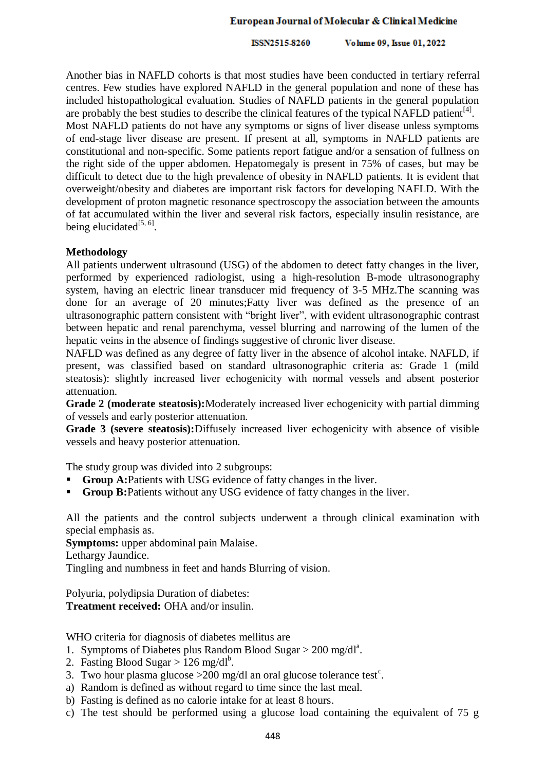Another bias in NAFLD cohorts is that most studies have been conducted in tertiary referral centres. Few studies have explored NAFLD in the general population and none of these has included histopathological evaluation. Studies of NAFLD patients in the general population are probably the best studies to describe the clinical features of the typical NAFLD patient[4].

Most NAFLD patients do not have any symptoms or signs of liver disease unless symptoms of end-stage liver disease are present. If present at all, symptoms in NAFLD patients are constitutional and non-specific. Some patients report fatigue and/or a sensation of fullness on the right side of the upper abdomen. Hepatomegaly is present in 75% of cases, but may be difficult to detect due to the high prevalence of obesity in NAFLD patients. It is evident that overweight/obesity and diabetes are important risk factors for developing NAFLD. With the development of proton magnetic resonance spectroscopy the association between the amounts of fat accumulated within the liver and several risk factors, especially insulin resistance, are being elucidated[5, 6].

## Methodology

All patients underwent ultrasound (USG) of the abdomen to detect fatty changes in the liver, performed by experienced radiologist, using a high-resolution B-mode ultrasonography system, having an electric linear transducer mid frequency of 3-5 MHz.The scanning was done for an average of 20 minutes;Fatty liver was defined as the presence of an ultrasonographic pattern consistent with "bright liver", with evident ultrasonographic contrast between hepatic and renal parenchyma, vessel blurring and narrowing of the lumen of the hepatic veins in the absence of findings suggestive of chronic liver disease.

NAFLD was defined as any degree of fatty liver in the absence of alcohol intake. NAFLD, if present, was classified based on standard ultrasonographic criteria as: Grade 1 (mild steatosis): slightly increased liver echogenicity with normal vessels and absent posterior attenuation.

**Grade 2 (moderate steatosis):**Moderately increased liver echogenicity with partial dimming of vessels and early posterior attenuation.

**Grade 3 (severe steatosis):**Diffusely increased liver echogenicity with absence of visible vessels and heavy posterior attenuation.

The study group was divided into 2 subgroups:

- **Group A:**Patients with USG evidence of fatty changes in the liver.
- **Group B:**Patients without any USG evidence of fatty changes in the liver.

All the patients and the control subjects underwent a through clinical examination with special emphasis as.

**Symptoms:** upper abdominal pain Malaise.

Lethargy Jaundice.

Tingling and numbness in feet and hands Blurring of vision.

Polyuria, polydipsia Duration of diabetes:

**Treatment received:** OHA and/or insulin.

WHO criteria for diagnosis of diabetes mellitus are

1. Symptoms of Diabetes plus Random Blood Sugar > 200 mg/dl[a].
2. Fasting Blood Sugar > 126 mg/dl[b].
3. Two hour plasma glucose >200 mg/dl an oral glucose tolerance test[c].

a) Random is defined as without regard to time since the last meal.
b) Fasting is defined as no calorie intake for at least 8 hours.
c) The test should be performed using a glucose load containing the equivalent of 75 g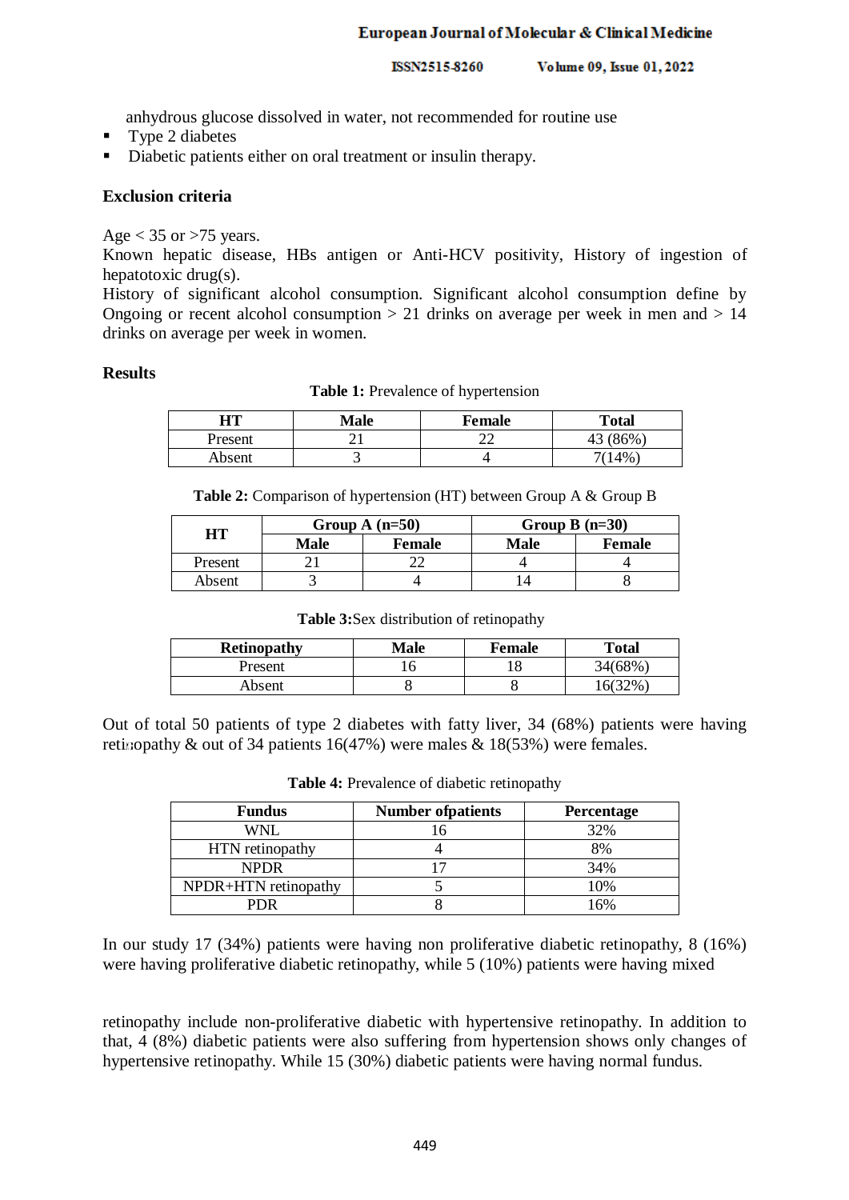anhydrous glucose dissolved in water, not recommended for routine use

- Type 2 diabetes
- Diabetic patients either on oral treatment or insulin therapy.

**Exclusion criteria**

Age < 35 or >75 years.
Known hepatic disease, HBs antigen or Anti-HCV positivity, History of ingestion of hepatotoxic drug(s).
History of significant alcohol consumption. Significant alcohol consumption define by Ongoing or recent alcohol consumption > 21 drinks on average per week in men and > 14 drinks on average per week in women.

**Results**

**Table 1:** Prevalence of hypertension

| HT | Male | Female | Total |
|---|---|---|---|
| Present | 21 | 22 | 43 (86%) |
| Absent | 3 | 4 | 7(14%) |

**Table 2:** Comparison of hypertension (HT) between Group A & Group B

| HT | Group A (n=50) | | Group B (n=30) | |
|---|---|---|---|---|
| | Male | Female | Male | Female |
| Present | 21 | 22 | 4 | 4 |
| Absent | 3 | 4 | 14 | 8 |

**Table 3:** Sex distribution of retinopathy

| Retinopathy | Male | Female | Total |
|---|---|---|---|
| Present | 16 | 18 | 34(68%) |
| Absent | 8 | 8 | 16(32%) |

Out of total 50 patients of type 2 diabetes with fatty liver, 34 (68%) patients were having retinopathy & out of 34 patients 16(47%) were males & 18(53%) were females.

**Table 4:** Prevalence of diabetic retinopathy

| Fundus | Number ofpatients | Percentage |
|---|---|---|
| WNL | 16 | 32% |
| HTN retinopathy | 4 | 8% |
| NPDR | 17 | 34% |
| NPDR+HTN retinopathy | 5 | 10% |
| PDR | 8 | 16% |

In our study 17 (34%) patients were having non proliferative diabetic retinopathy, 8 (16%) were having proliferative diabetic retinopathy, while 5 (10%) patients were having mixed

retinopathy include non-proliferative diabetic with hypertensive retinopathy. In addition to that, 4 (8%) diabetic patients were also suffering from hypertension shows only changes of hypertensive retinopathy. While 15 (30%) diabetic patients were having normal fundus.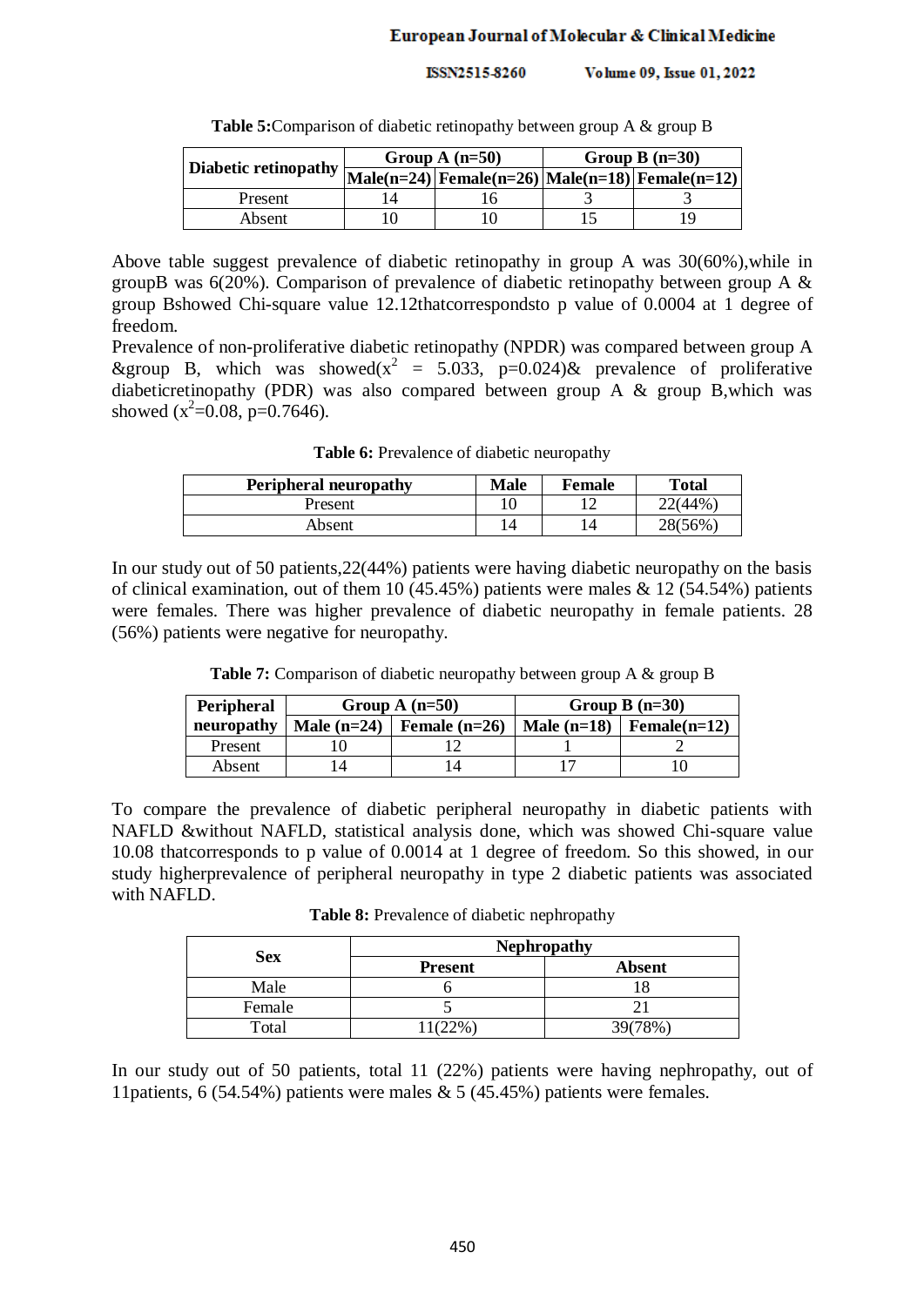**Table 5:** Comparison of diabetic retinopathy between group A & group B

| Diabetic retinopathy | Group A (n=50) | | Group B (n=30) | |
|---|---|---|---|---|
| | Male(n=24) | Female(n=26) | Male(n=18) | Female(n=12) |
| Present | 14 | 16 | 3 | 3 |
| Absent | 10 | 10 | 15 | 19 |

Above table suggest prevalence of diabetic retinopathy in group A was 30(60%),while in groupB was 6(20%). Comparison of prevalence of diabetic retinopathy between group A & group Bshowed Chi-square value 12.12thatcorrespondsto p value of 0.0004 at 1 degree of freedom.

Prevalence of non-proliferative diabetic retinopathy (NPDR) was compared between group A &group B, which was showed($x^2$ = 5.033, p=0.024)& prevalence of proliferative diabeticretinopathy (PDR) was also compared between group A & group B,which was showed ($x^2$=0.08, p=0.7646).

**Table 6:** Prevalence of diabetic neuropathy

| Peripheral neuropathy | Male | Female | Total |
|---|---|---|---|
| Present | 10 | 12 | 22(44%) |
| Absent | 14 | 14 | 28(56%) |

In our study out of 50 patients,22(44%) patients were having diabetic neuropathy on the basis of clinical examination, out of them 10 (45.45%) patients were males & 12 (54.54%) patients were females. There was higher prevalence of diabetic neuropathy in female patients. 28 (56%) patients were negative for neuropathy.

**Table 7:** Comparison of diabetic neuropathy between group A & group B

| Peripheral neuropathy | Group A (n=50) | | Group B (n=30) | |
|---|---|---|---|---|
| | Male (n=24) | Female (n=26) | Male (n=18) | Female(n=12) |
| Present | 10 | 12 | 1 | 2 |
| Absent | 14 | 14 | 17 | 10 |

To compare the prevalence of diabetic peripheral neuropathy in diabetic patients with NAFLD &without NAFLD, statistical analysis done, which was showed Chi-square value 10.08 thatcorresponds to p value of 0.0014 at 1 degree of freedom. So this showed, in our study higherprevalence of peripheral neuropathy in type 2 diabetic patients was associated with NAFLD.

**Table 8:** Prevalence of diabetic nephropathy

| Sex | Nephropathy | |
|---|---|---|
| | Present | Absent |
| Male | 6 | 18 |
| Female | 5 | 21 |
| Total | 11(22%) | 39(78%) |

In our study out of 50 patients, total 11 (22%) patients were having nephropathy, out of 11patients, 6 (54.54%) patients were males & 5 (45.45%) patients were females.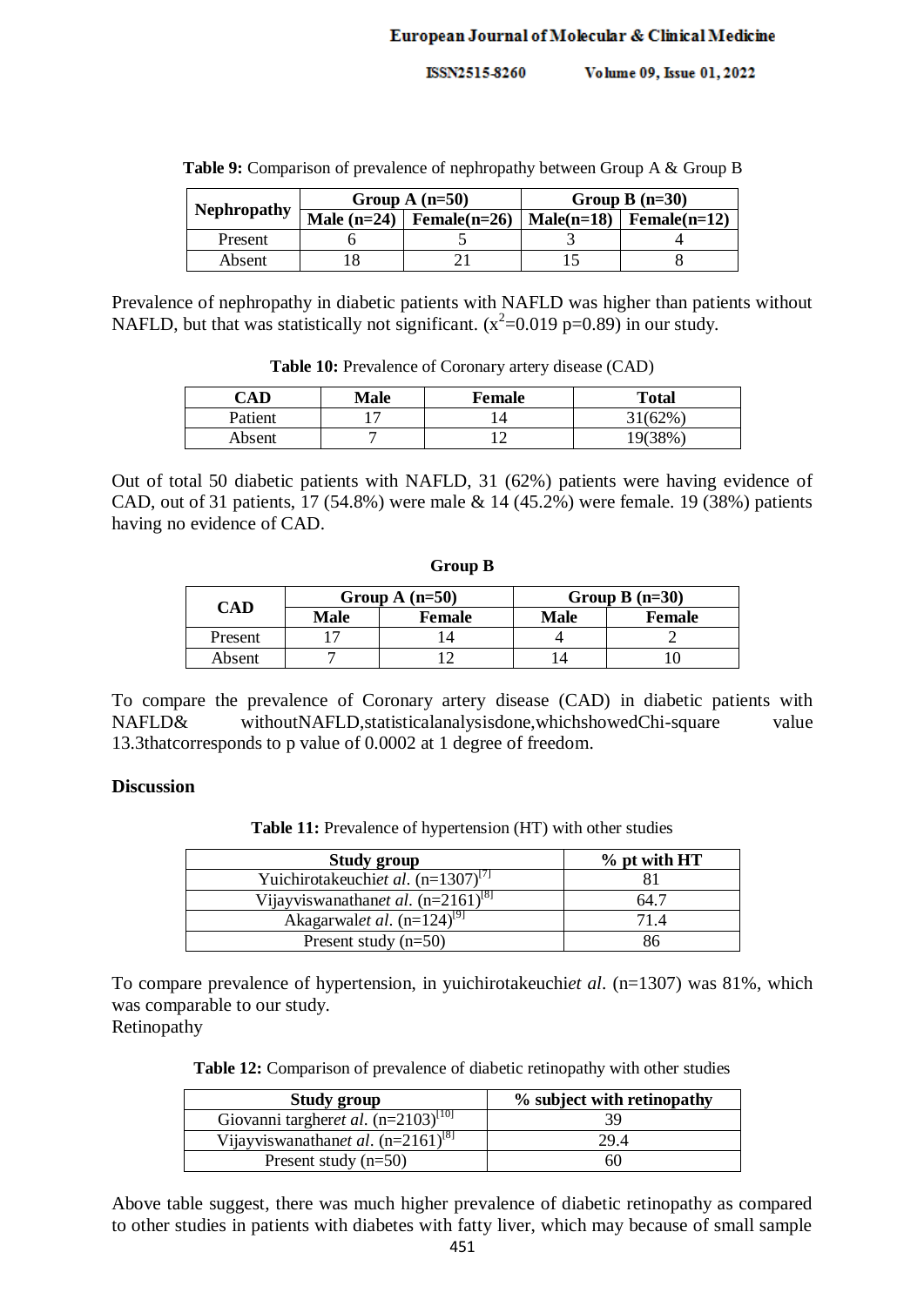**Table 9:** Comparison of prevalence of nephropathy between Group A & Group B

| Nephropathy | Group A (n=50) | | Group B (n=30) | |
|---|---|---|---|---|
| | Male (n=24) | Female(n=26) | Male(n=18) | Female(n=12) |
| Present | 6 | 5 | 3 | 4 |
| Absent | 18 | 21 | 15 | 8 |

Prevalence of nephropathy in diabetic patients with NAFLD was higher than patients without NAFLD, but that was statistically not significant. ($x^2$=0.019 p=0.89) in our study.

**Table 10:** Prevalence of Coronary artery disease (CAD)

| CAD | Male | Female | Total |
|---|---|---|---|
| Patient | 17 | 14 | 31(62%) |
| Absent | 7 | 12 | 19(38%) |

Out of total 50 diabetic patients with NAFLD, 31 (62%) patients were having evidence of CAD, out of 31 patients, 17 (54.8%) were male & 14 (45.2%) were female. 19 (38%) patients having no evidence of CAD.

**Group B**

| CAD | Group A (n=50) | | Group B (n=30) | |
|---|---|---|---|---|
| | Male | Female | Male | Female |
| Present | 17 | 14 | 4 | 2 |
| Absent | 7 | 12 | 14 | 10 |

To compare the prevalence of Coronary artery disease (CAD) in diabetic patients with NAFLD& withoutNAFLD,statisticalanalysisdone,whichshowedChi-square value 13.3thatcorresponds to p value of 0.0002 at 1 degree of freedom.

## Discussion

**Table 11:** Prevalence of hypertension (HT) with other studies

| Study group | % pt with HT |
|---|---|
| Yuichirotakeuchi*et al.* (n=1307)[7] | 81 |
| Vijayviswanathan*et al.* (n=2161)[8] | 64.7 |
| Akagarwal*et al.* (n=124)[9] | 71.4 |
| Present study (n=50) | 86 |

To compare prevalence of hypertension, in yuichirotakeuchi*et al.* (n=1307) was 81%, which was comparable to our study.

Retinopathy

**Table 12:** Comparison of prevalence of diabetic retinopathy with other studies

| Study group | % subject with retinopathy |
|---|---|
| Giovanni targher*et al.* (n=2103)[10] | 39 |
| Vijayviswanathan*et al.* (n=2161)[8] | 29.4 |
| Present study (n=50) | 60 |

Above table suggest, there was much higher prevalence of diabetic retinopathy as compared to other studies in patients with diabetes with fatty liver, which may because of small sample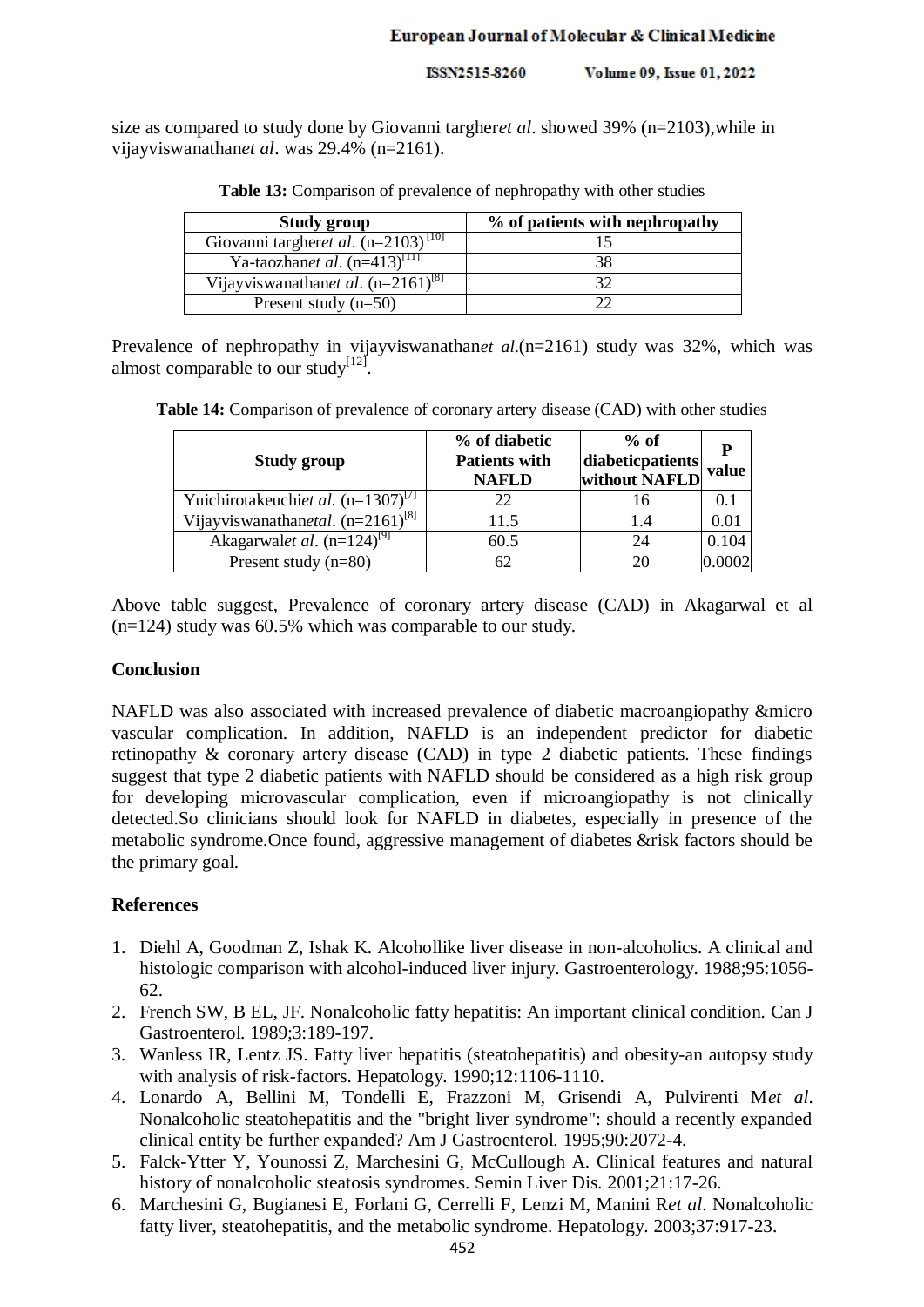size as compared to study done by Giovanni targher*et al*. showed 39% (n=2103),while in vijayviswanathan*et al*. was 29.4% (n=2161).

**Table 13:** Comparison of prevalence of nephropathy with other studies

| Study group | % of patients with nephropathy |
|---|---|
| Giovanni targher*et al*. (n=2103) [10] | 15 |
| Ya-taozhan*et al*. (n=413)[11] | 38 |
| Vijayviswanathan*et al*. (n=2161)[8] | 32 |
| Present study (n=50) | 22 |

Prevalence of nephropathy in vijayviswanathan*et al*.(n=2161) study was 32%, which was almost comparable to our study[12].

**Table 14:** Comparison of prevalence of coronary artery disease (CAD) with other studies

| Study group | % of diabetic Patients with NAFLD | % of diabeticpatients without NAFLD | P value |
|---|---|---|---|
| Yuichirotakeuchi*et al.* (n=1307)[7] | 22 | 16 | 0.1 |
| Vijayviswanathan*etal*. (n=2161)[8] | 11.5 | 1.4 | 0.01 |
| Akagarwal*et al*. (n=124)[9] | 60.5 | 24 | 0.104 |
| Present study (n=80) | 62 | 20 | 0.0002 |

Above table suggest, Prevalence of coronary artery disease (CAD) in Akagarwal et al (n=124) study was 60.5% which was comparable to our study.

## Conclusion

NAFLD was also associated with increased prevalence of diabetic macroangiopathy &micro vascular complication. In addition, NAFLD is an independent predictor for diabetic retinopathy & coronary artery disease (CAD) in type 2 diabetic patients. These findings suggest that type 2 diabetic patients with NAFLD should be considered as a high risk group for developing microvascular complication, even if microangiopathy is not clinically detected.So clinicians should look for NAFLD in diabetes, especially in presence of the metabolic syndrome.Once found, aggressive management of diabetes &risk factors should be the primary goal.

## References

1. Diehl A, Goodman Z, Ishak K. Alcohollike liver disease in non-alcoholics. A clinical and histologic comparison with alcohol-induced liver injury. Gastroenterology. 1988;95:1056-62.
2. French SW, B EL, JF. Nonalcoholic fatty hepatitis: An important clinical condition. Can J Gastroenterol. 1989;3:189-197.
3. Wanless IR, Lentz JS. Fatty liver hepatitis (steatohepatitis) and obesity-an autopsy study with analysis of risk-factors. Hepatology. 1990;12:1106-1110.
4. Lonardo A, Bellini M, Tondelli E, Frazzoni M, Grisendi A, Pulvirenti M*et al*. Nonalcoholic steatohepatitis and the "bright liver syndrome": should a recently expanded clinical entity be further expanded? Am J Gastroenterol. 1995;90:2072-4.
5. Falck-Ytter Y, Younossi Z, Marchesini G, McCullough A. Clinical features and natural history of nonalcoholic steatosis syndromes. Semin Liver Dis. 2001;21:17-26.
6. Marchesini G, Bugianesi E, Forlani G, Cerrelli F, Lenzi M, Manini R*et al*. Nonalcoholic fatty liver, steatohepatitis, and the metabolic syndrome. Hepatology. 2003;37:917-23.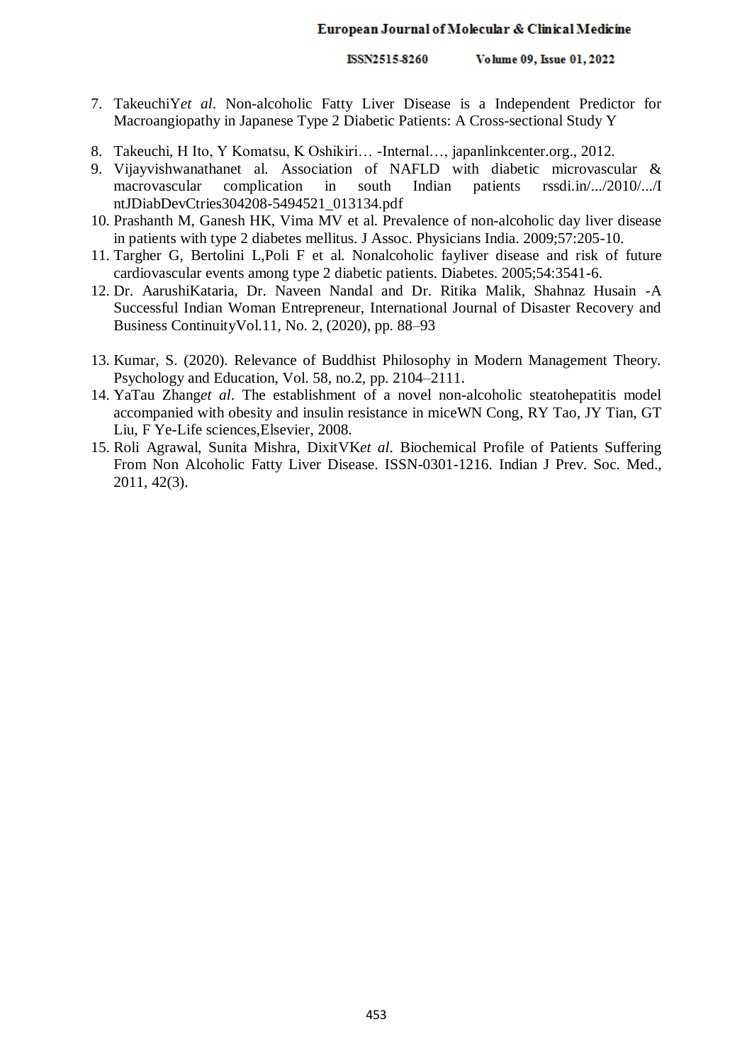7. TakeuchiY*et al*. Non-alcoholic Fatty Liver Disease is a Independent Predictor for Macroangiopathy in Japanese Type 2 Diabetic Patients: A Cross-sectional Study Y
8. Takeuchi, H Ito, Y Komatsu, K Oshikiri… -Internal…, japanlinkcenter.org., 2012.
9. Vijayvishwanathanet al. Association of NAFLD with diabetic microvascular & macrovascular complication in south Indian patients rssdi.in/.../2010/.../IntJDiabDevCtries304208-5494521_013134.pdf
10. Prashanth M, Ganesh HK, Vima MV et al. Prevalence of non-alcoholic day liver disease in patients with type 2 diabetes mellitus. J Assoc. Physicians India. 2009;57:205-10.
11. Targher G, Bertolini L,Poli F et al. Nonalcoholic fayliver disease and risk of future cardiovascular events among type 2 diabetic patients. Diabetes. 2005;54:3541-6.
12. Dr. AarushiKataria, Dr. Naveen Nandal and Dr. Ritika Malik, Shahnaz Husain -A Successful Indian Woman Entrepreneur, International Journal of Disaster Recovery and Business ContinuityVol.11, No. 2, (2020), pp. 88–93
13. Kumar, S. (2020). Relevance of Buddhist Philosophy in Modern Management Theory. Psychology and Education, Vol. 58, no.2, pp. 2104–2111.
14. YaTau Zhang*et al*. The establishment of a novel non-alcoholic steatohepatitis model accompanied with obesity and insulin resistance in miceWN Cong, RY Tao, JY Tian, GT Liu, F Ye-Life sciences,Elsevier, 2008.
15. Roli Agrawal, Sunita Mishra, DixitVK*et al*. Biochemical Profile of Patients Suffering From Non Alcoholic Fatty Liver Disease. ISSN-0301-1216. Indian J Prev. Soc. Med., 2011, 42(3).